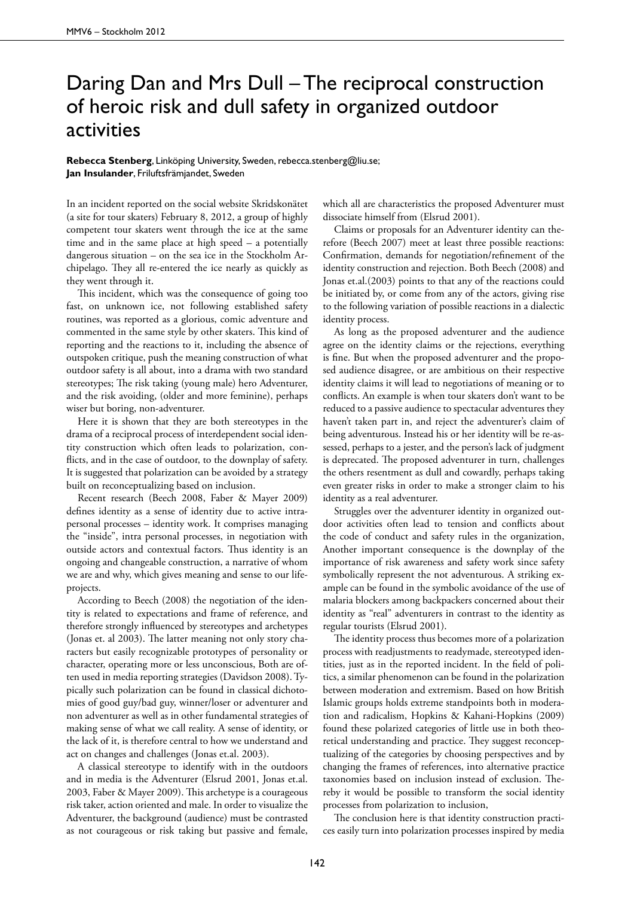# Daring Dan and Mrs Dull – The reciprocal construction of heroic risk and dull safety in organized outdoor activities

**Rebecca Stenberg**, Linköping University, Sweden, rebecca.stenberg@liu.se;
**Jan Insulander**, Friluftsfrämjandet, Sweden

In an incident reported on the social website Skridskonätet (a site for tour skaters) February 8, 2012, a group of highly competent tour skaters went through the ice at the same time and in the same place at high speed – a potentially dangerous situation – on the sea ice in the Stockholm Archipelago. They all re-entered the ice nearly as quickly as they went through it.

This incident, which was the consequence of going too fast, on unknown ice, not following established safety routines, was reported as a glorious, comic adventure and commented in the same style by other skaters. This kind of reporting and the reactions to it, including the absence of outspoken critique, push the meaning construction of what outdoor safety is all about, into a drama with two standard stereotypes; The risk taking (young male) hero Adventurer, and the risk avoiding, (older and more feminine), perhaps wiser but boring, non-adventurer.

Here it is shown that they are both stereotypes in the drama of a reciprocal process of interdependent social identity construction which often leads to polarization, conflicts, and in the case of outdoor, to the downplay of safety. It is suggested that polarization can be avoided by a strategy built on reconceptualizing based on inclusion.

Recent research (Beech 2008, Faber & Mayer 2009) defines identity as a sense of identity due to active intrapersonal processes – identity work. It comprises managing the "inside", intra personal processes, in negotiation with outside actors and contextual factors. Thus identity is an ongoing and changeable construction, a narrative of whom we are and why, which gives meaning and sense to our life-projects.

According to Beech (2008) the negotiation of the identity is related to expectations and frame of reference, and therefore strongly influenced by stereotypes and archetypes (Jonas et. al 2003). The latter meaning not only story characters but easily recognizable prototypes of personality or character, operating more or less unconscious, Both are often used in media reporting strategies (Davidson 2008). Typically such polarization can be found in classical dichotomies of good guy/bad guy, winner/loser or adventurer and non adventurer as well as in other fundamental strategies of making sense of what we call reality. A sense of identity, or the lack of it, is therefore central to how we understand and act on changes and challenges (Jonas et.al. 2003).

A classical stereotype to identify with in the outdoors and in media is the Adventurer (Elsrud 2001, Jonas et.al. 2003, Faber & Mayer 2009). This archetype is a courageous risk taker, action oriented and male. In order to visualize the Adventurer, the background (audience) must be contrasted as not courageous or risk taking but passive and female, which all are characteristics the proposed Adventurer must dissociate himself from (Elsrud 2001).

Claims or proposals for an Adventurer identity can therefore (Beech 2007) meet at least three possible reactions: Confirmation, demands for negotiation/refinement of the identity construction and rejection. Both Beech (2008) and Jonas et.al.(2003) points to that any of the reactions could be initiated by, or come from any of the actors, giving rise to the following variation of possible reactions in a dialectic identity process.

As long as the proposed adventurer and the audience agree on the identity claims or the rejections, everything is fine. But when the proposed adventurer and the proposed audience disagree, or are ambitious on their respective identity claims it will lead to negotiations of meaning or to conflicts. An example is when tour skaters don't want to be reduced to a passive audience to spectacular adventures they haven't taken part in, and reject the adventurer's claim of being adventurous. Instead his or her identity will be re-assessed, perhaps to a jester, and the person's lack of judgment is deprecated. The proposed adventurer in turn, challenges the others resentment as dull and cowardly, perhaps taking even greater risks in order to make a stronger claim to his identity as a real adventurer.

Struggles over the adventurer identity in organized outdoor activities often lead to tension and conflicts about the code of conduct and safety rules in the organization, Another important consequence is the downplay of the importance of risk awareness and safety work since safety symbolically represent the not adventurous. A striking example can be found in the symbolic avoidance of the use of malaria blockers among backpackers concerned about their identity as "real" adventurers in contrast to the identity as regular tourists (Elsrud 2001).

The identity process thus becomes more of a polarization process with readjustments to readymade, stereotyped identities, just as in the reported incident. In the field of politics, a similar phenomenon can be found in the polarization between moderation and extremism. Based on how British Islamic groups holds extreme standpoints both in moderation and radicalism, Hopkins & Kahani-Hopkins (2009) found these polarized categories of little use in both theoretical understanding and practice. They suggest reconceptualizing of the categories by choosing perspectives and by changing the frames of references, into alternative practice taxonomies based on inclusion instead of exclusion. Thereby it would be possible to transform the social identity processes from polarization to inclusion,

The conclusion here is that identity construction practices easily turn into polarization processes inspired by media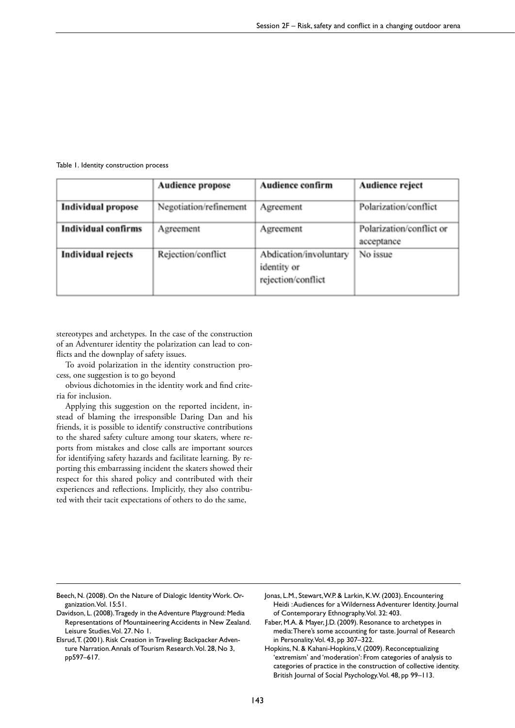Table 1. Identity construction process

| | Audience propose | Audience confirm | Audience reject |
|---|---|---|---|
| **Individual propose** | Negotiation/refinement | Agreement | Polarization/conflict |
| **Individual confirms** | Agreement | Agreement | Polarization/conflict or acceptance |
| **Individual rejects** | Rejection/conflict | Abdication/involuntary identity or rejection/conflict | No issue |

stereotypes and archetypes. In the case of the construction of an Adventurer identity the polarization can lead to conflicts and the downplay of safety issues.

To avoid polarization in the identity construction process, one suggestion is to go beyond

obvious dichotomies in the identity work and find criteria for inclusion.

Applying this suggestion on the reported incident, instead of blaming the irresponsible Daring Dan and his friends, it is possible to identify constructive contributions to the shared safety culture among tour skaters, where reports from mistakes and close calls are important sources for identifying safety hazards and facilitate learning. By reporting this embarrassing incident the skaters showed their respect for this shared policy and contributed with their experiences and reflections. Implicitly, they also contributed with their tacit expectations of others to do the same,

---

Beech, N. (2008). On the Nature of Dialogic Identity Work. Organization. Vol. 15:51.

Davidson, L. (2008). Tragedy in the Adventure Playground: Media Representations of Mountaineering Accidents in New Zealand. Leisure Studies. Vol. 27. No 1.

Elsrud, T. (2001). Risk Creation in Traveling: Backpacker Adventure Narration. Annals of Tourism Research. Vol. 28, No 3, pp597–617.

Jonas, L.M., Stewart, W.P. & Larkin, K.W. (2003). Encountering Heidi : Audiences for a Wilderness Adventurer Identity. Journal of Contemporary Ethnography. Vol. 32: 403.

Faber, M.A. & Mayer, J.D. (2009). Resonance to archetypes in media: There's some accounting for taste. Journal of Research in Personality. Vol. 43, pp 307–322.

Hopkins, N. & Kahani-Hopkins, V. (2009). Reconceptualizing 'extremism' and 'moderation': From categories of analysis to categories of practice in the construction of collective identity. British Journal of Social Psychology. Vol. 48, pp 99–113.